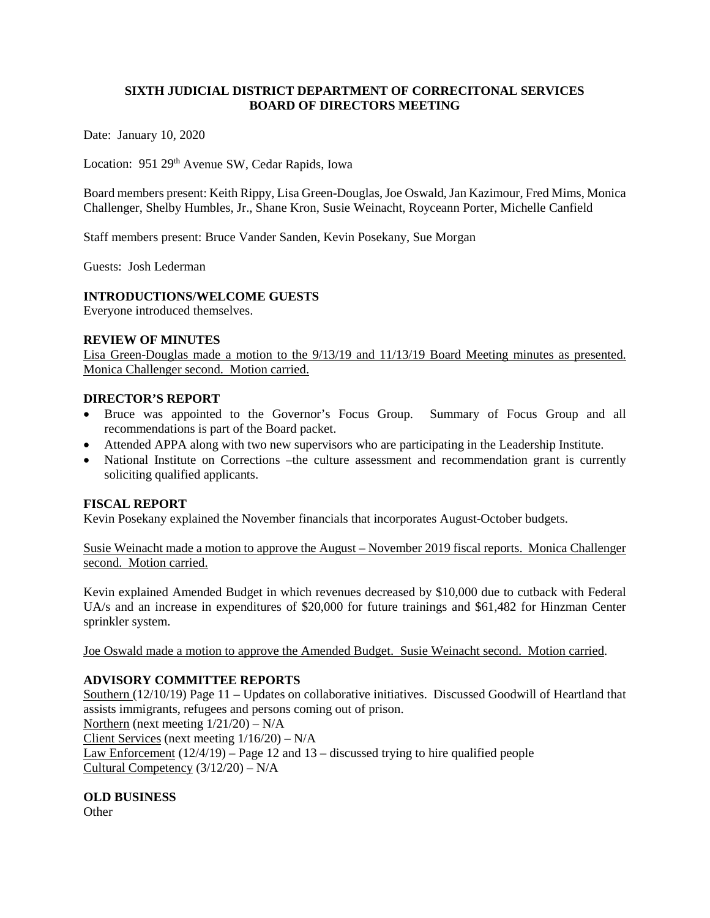**SIXTH JUDICIAL DISTRICT DEPARTMENT OF CORRECITONAL SERVICES**
**BOARD OF DIRECTORS MEETING**

Date: January 10, 2020

Location: 951 29th Avenue SW, Cedar Rapids, Iowa

Board members present: Keith Rippy, Lisa Green-Douglas, Joe Oswald, Jan Kazimour, Fred Mims, Monica Challenger, Shelby Humbles, Jr., Shane Kron, Susie Weinacht, Royceann Porter, Michelle Canfield

Staff members present: Bruce Vander Sanden, Kevin Posekany, Sue Morgan

Guests: Josh Lederman

**INTRODUCTIONS/WELCOME GUESTS**

Everyone introduced themselves.

**REVIEW OF MINUTES**

Lisa Green-Douglas made a motion to the 9/13/19 and 11/13/19 Board Meeting minutes as presented. Monica Challenger second. Motion carried.

**DIRECTOR'S REPORT**

- Bruce was appointed to the Governor's Focus Group. Summary of Focus Group and all recommendations is part of the Board packet.
- Attended APPA along with two new supervisors who are participating in the Leadership Institute.
- National Institute on Corrections –the culture assessment and recommendation grant is currently soliciting qualified applicants.

**FISCAL REPORT**

Kevin Posekany explained the November financials that incorporates August-October budgets.

Susie Weinacht made a motion to approve the August – November 2019 fiscal reports. Monica Challenger second. Motion carried.

Kevin explained Amended Budget in which revenues decreased by $10,000 due to cutback with Federal UA/s and an increase in expenditures of $20,000 for future trainings and $61,482 for Hinzman Center sprinkler system.

Joe Oswald made a motion to approve the Amended Budget. Susie Weinacht second. Motion carried.

**ADVISORY COMMITTEE REPORTS**

Southern (12/10/19) Page 11 – Updates on collaborative initiatives. Discussed Goodwill of Heartland that assists immigrants, refugees and persons coming out of prison.
Northern (next meeting 1/21/20) – N/A
Client Services (next meeting 1/16/20) – N/A
Law Enforcement (12/4/19) – Page 12 and 13 – discussed trying to hire qualified people
Cultural Competency (3/12/20) – N/A

**OLD BUSINESS**

Other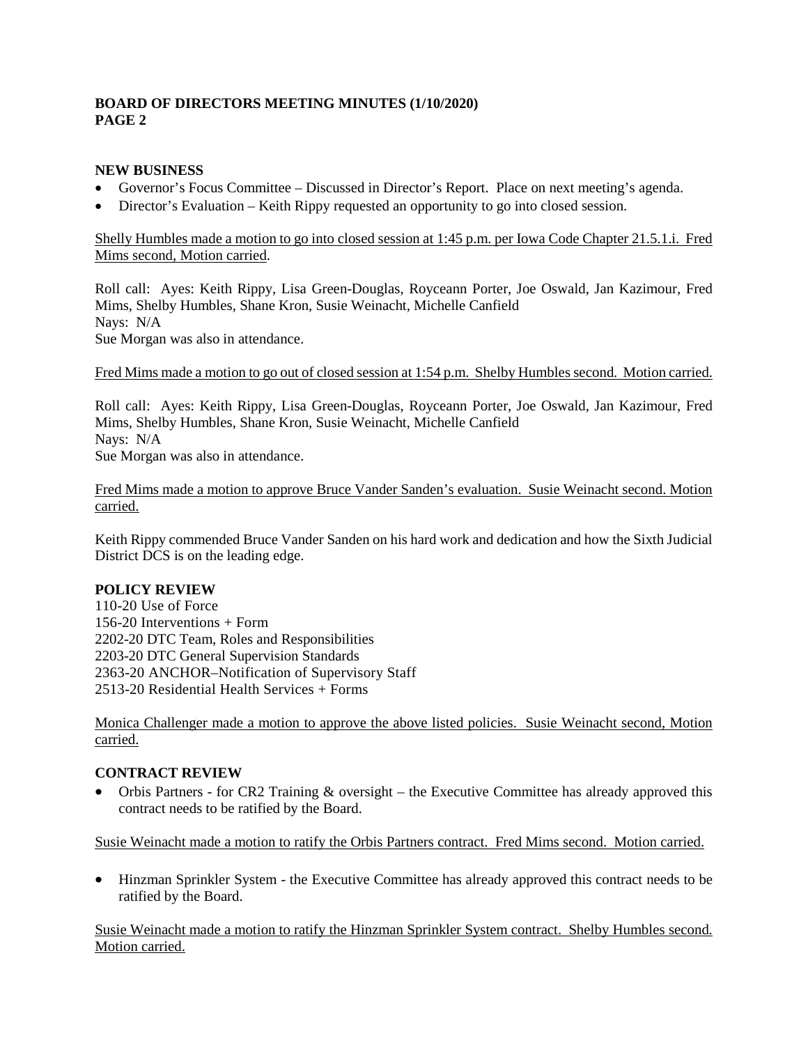**BOARD OF DIRECTORS MEETING MINUTES (1/10/2020)**
**PAGE 2**

**NEW BUSINESS**

- Governor's Focus Committee – Discussed in Director's Report. Place on next meeting's agenda.
- Director's Evaluation – Keith Rippy requested an opportunity to go into closed session.

<u>Shelly Humbles made a motion to go into closed session at 1:45 p.m. per Iowa Code Chapter 21.5.1.i. Fred Mims second, Motion carried</u>.

Roll call: Ayes: Keith Rippy, Lisa Green-Douglas, Royceann Porter, Joe Oswald, Jan Kazimour, Fred Mims, Shelby Humbles, Shane Kron, Susie Weinacht, Michelle Canfield
Nays: N/A
Sue Morgan was also in attendance.

<u>Fred Mims made a motion to go out of closed session at 1:54 p.m. Shelby Humbles second. Motion carried.</u>

Roll call: Ayes: Keith Rippy, Lisa Green-Douglas, Royceann Porter, Joe Oswald, Jan Kazimour, Fred Mims, Shelby Humbles, Shane Kron, Susie Weinacht, Michelle Canfield
Nays: N/A
Sue Morgan was also in attendance.

<u>Fred Mims made a motion to approve Bruce Vander Sanden's evaluation. Susie Weinacht second. Motion carried.</u>

Keith Rippy commended Bruce Vander Sanden on his hard work and dedication and how the Sixth Judicial District DCS is on the leading edge.

**POLICY REVIEW**

110-20 Use of Force
156-20 Interventions + Form
2202-20 DTC Team, Roles and Responsibilities
2203-20 DTC General Supervision Standards
2363-20 ANCHOR–Notification of Supervisory Staff
2513-20 Residential Health Services + Forms

<u>Monica Challenger made a motion to approve the above listed policies. Susie Weinacht second, Motion carried.</u>

**CONTRACT REVIEW**

- Orbis Partners - for CR2 Training & oversight – the Executive Committee has already approved this contract needs to be ratified by the Board.

<u>Susie Weinacht made a motion to ratify the Orbis Partners contract. Fred Mims second. Motion carried.</u>

- Hinzman Sprinkler System - the Executive Committee has already approved this contract needs to be ratified by the Board.

<u>Susie Weinacht made a motion to ratify the Hinzman Sprinkler System contract. Shelby Humbles second. Motion carried.</u>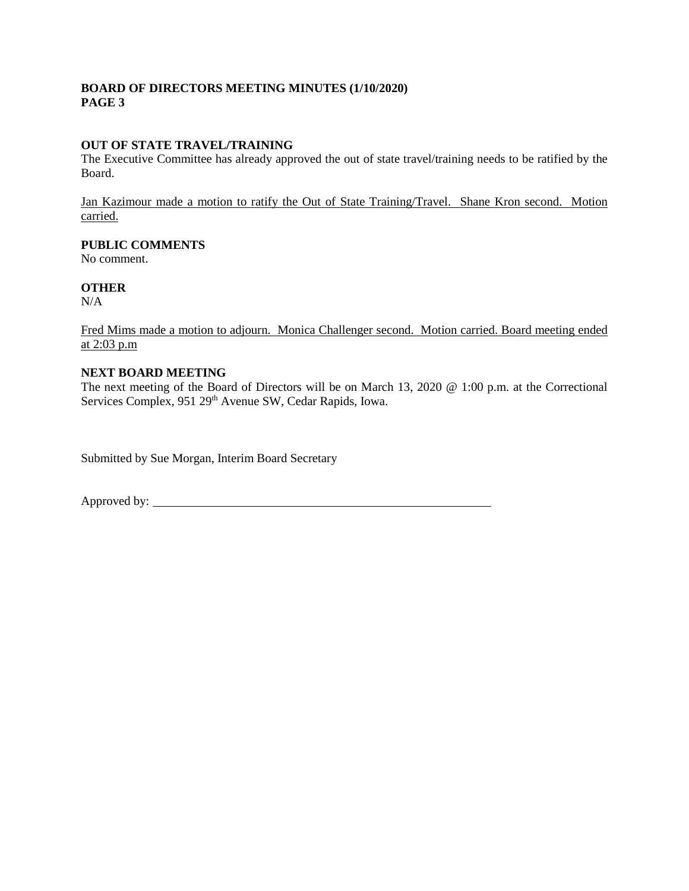**BOARD OF DIRECTORS MEETING MINUTES (1/10/2020)**
**PAGE 3**

**OUT OF STATE TRAVEL/TRAINING**

The Executive Committee has already approved the out of state travel/training needs to be ratified by the Board.

Jan Kazimour made a motion to ratify the Out of State Training/Travel. Shane Kron second. Motion carried.

**PUBLIC COMMENTS**

No comment.

**OTHER**

N/A

Fred Mims made a motion to adjourn. Monica Challenger second. Motion carried. Board meeting ended at 2:03 p.m

**NEXT BOARD MEETING**

The next meeting of the Board of Directors will be on March 13, 2020 @ 1:00 p.m. at the Correctional Services Complex, 951 29th Avenue SW, Cedar Rapids, Iowa.

Submitted by Sue Morgan, Interim Board Secretary

Approved by: ______________________________